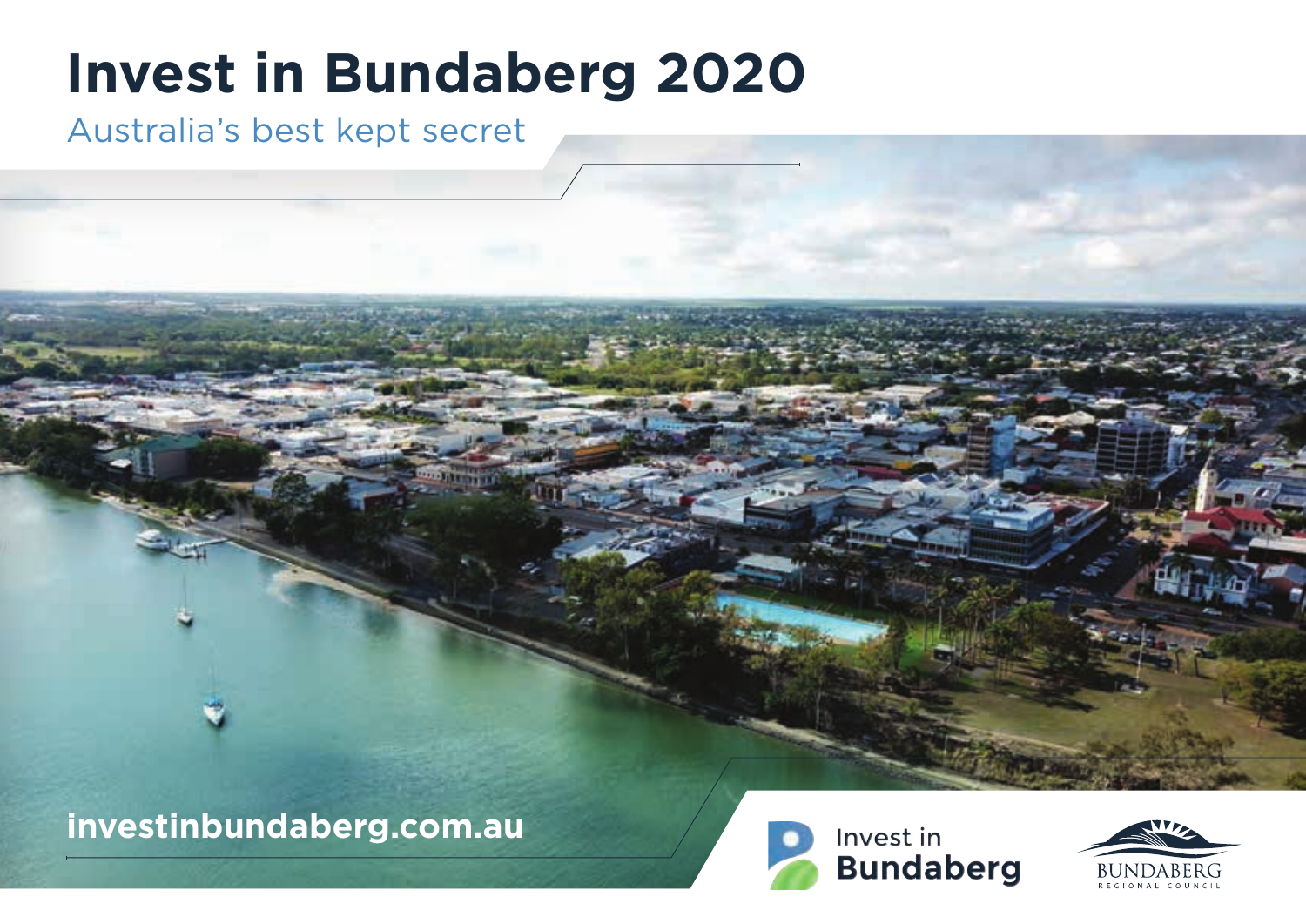# Invest in Bundaberg 2020

Australia's best kept secret

**investinbundaberg.com.au**

Invest in **Bundaberg**

BUNDABERG REGIONAL COUNCIL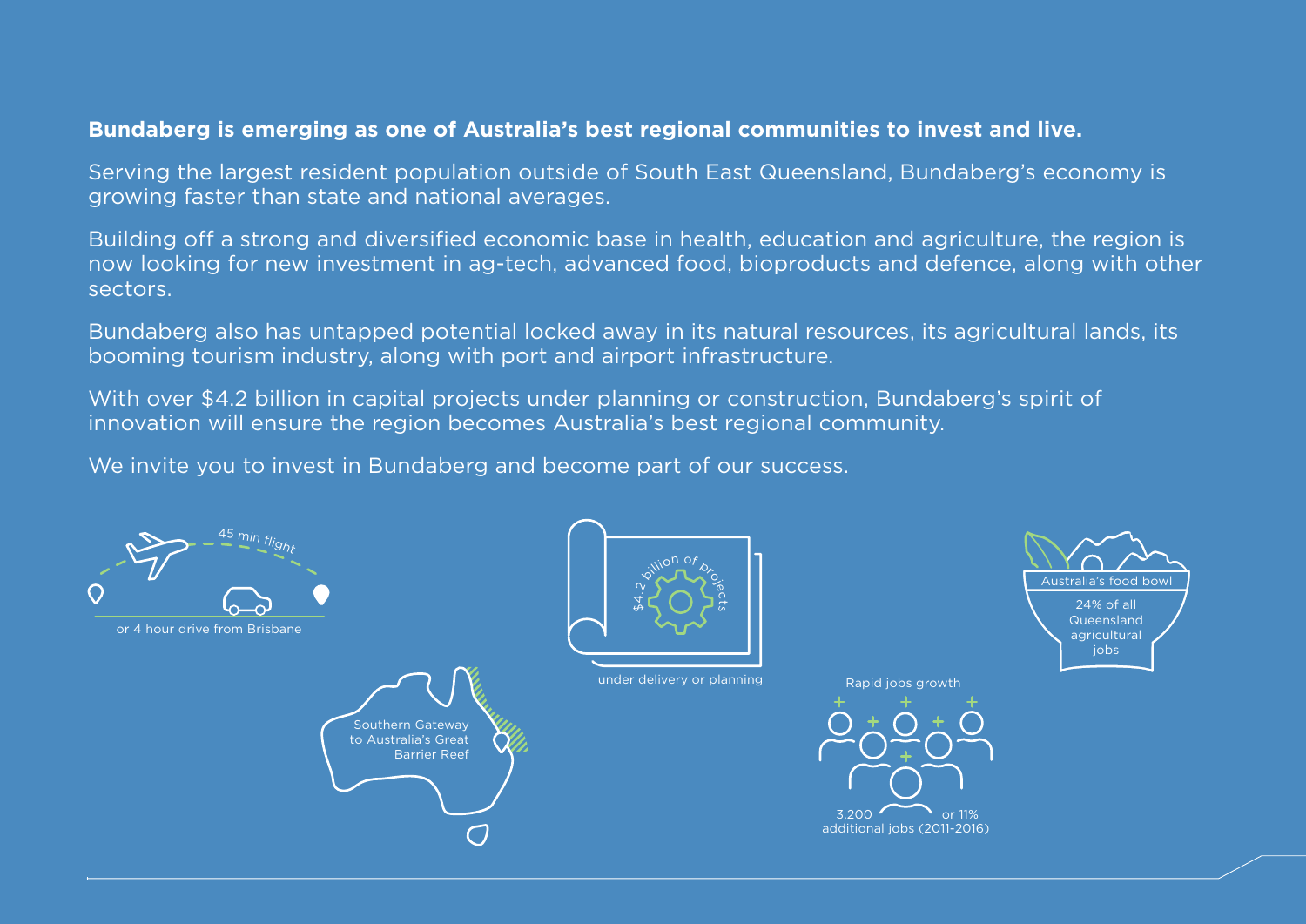**Bundaberg is emerging as one of Australia's best regional communities to invest and live.**

Serving the largest resident population outside of South East Queensland, Bundaberg's economy is growing faster than state and national averages.

Building off a strong and diversified economic base in health, education and agriculture, the region is now looking for new investment in ag-tech, advanced food, bioproducts and defence, along with other sectors.

Bundaberg also has untapped potential locked away in its natural resources, its agricultural lands, its booming tourism industry, along with port and airport infrastructure.

With over $4.2 billion in capital projects under planning or construction, Bundaberg's spirit of innovation will ensure the region becomes Australia's best regional community.

We invite you to invest in Bundaberg and become part of our success.

45 min flight

or 4 hour drive from Brisbane

$4.2 billion of projects

under delivery or planning

Australia's food bowl

24% of all Queensland agricultural jobs

Southern Gateway to Australia's Great Barrier Reef

Rapid jobs growth

3,200 or 11% additional jobs (2011-2016)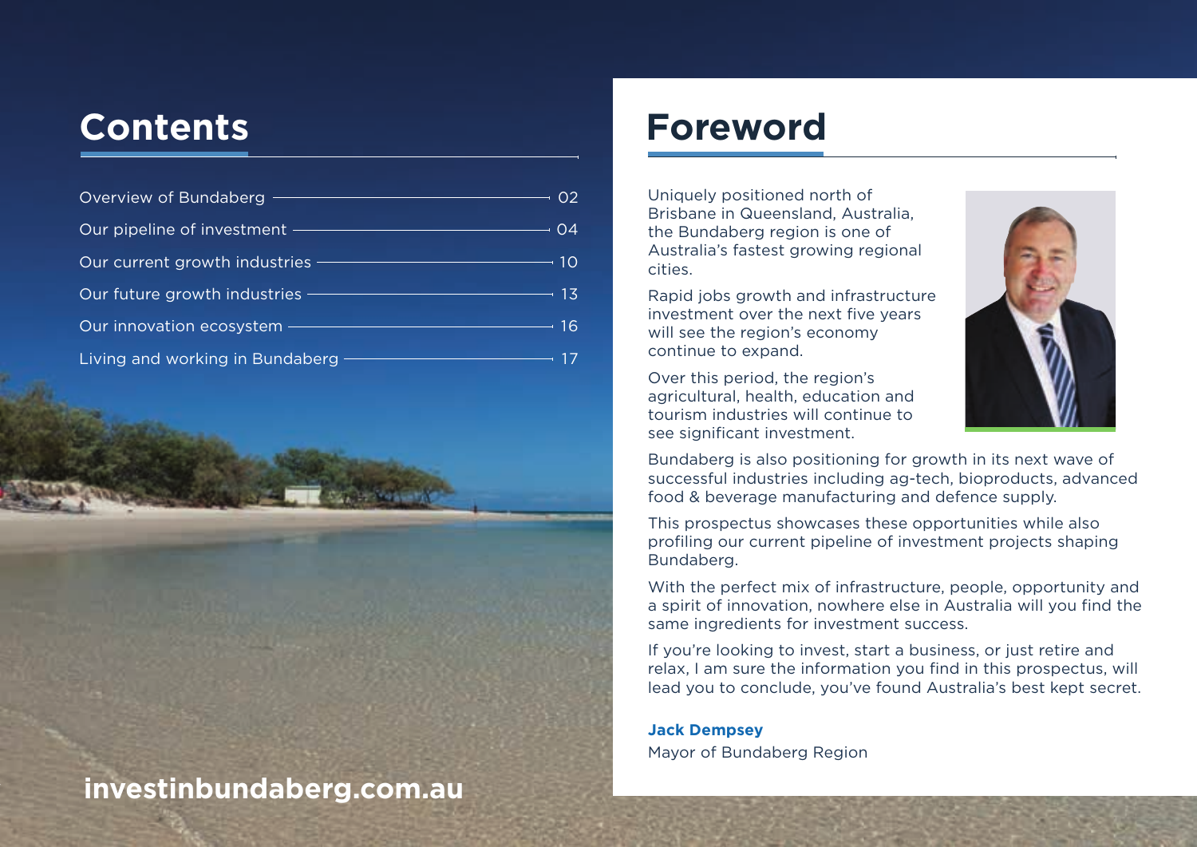# Contents

| | |
|---|---|
| Overview of Bundaberg | 02 |
| Our pipeline of investment | 04 |
| Our current growth industries | 10 |
| Our future growth industries | 13 |
| Our innovation ecosystem | 16 |
| Living and working in Bundaberg | 17 |

**investinbundaberg.com.au**

# Foreword

Uniquely positioned north of Brisbane in Queensland, Australia, the Bundaberg region is one of Australia's fastest growing regional cities.

Rapid jobs growth and infrastructure investment over the next five years will see the region's economy continue to expand.

Over this period, the region's agricultural, health, education and tourism industries will continue to see significant investment.

Bundaberg is also positioning for growth in its next wave of successful industries including ag-tech, bioproducts, advanced food & beverage manufacturing and defence supply.

This prospectus showcases these opportunities while also profiling our current pipeline of investment projects shaping Bundaberg.

With the perfect mix of infrastructure, people, opportunity and a spirit of innovation, nowhere else in Australia will you find the same ingredients for investment success.

If you're looking to invest, start a business, or just retire and relax, I am sure the information you find in this prospectus, will lead you to conclude, you've found Australia's best kept secret.

**Jack Dempsey**
Mayor of Bundaberg Region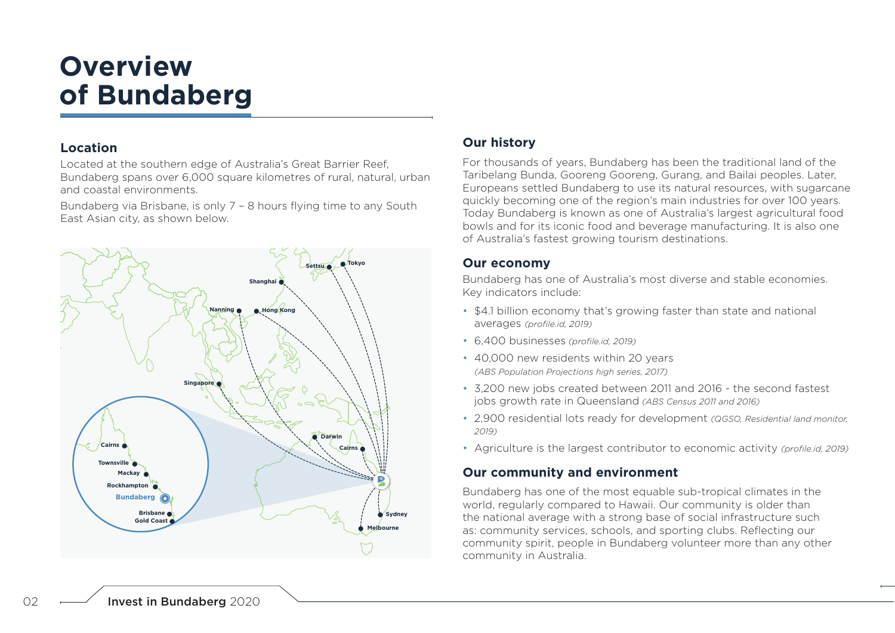# Overview of Bundaberg

## Location

Located at the southern edge of Australia's Great Barrier Reef, Bundaberg spans over 6,000 square kilometres of rural, natural, urban and coastal environments.

Bundaberg via Brisbane, is only 7 – 8 hours flying time to any South East Asian city, as shown below.

## Our history

For thousands of years, Bundaberg has been the traditional land of the Taribelang Bunda, Gooreng Gooreng, Gurang, and Bailai peoples. Later, Europeans settled Bundaberg to use its natural resources, with sugarcane quickly becoming one of the region's main industries for over 100 years. Today Bundaberg is known as one of Australia's largest agricultural food bowls and for its iconic food and beverage manufacturing. It is also one of Australia's fastest growing tourism destinations.

## Our economy

Bundaberg has one of Australia's most diverse and stable economies. Key indicators include:

- $4.1 billion economy that's growing faster than state and national averages *(profile.id, 2019)*
- 6,400 businesses *(profile.id, 2019)*
- 40,000 new residents within 20 years *(ABS Population Projections high series, 2017)*
- 3,200 new jobs created between 2011 and 2016 - the second fastest jobs growth rate in Queensland *(ABS Census 2011 and 2016)*
- 2,900 residential lots ready for development *(QGSO, Residential land monitor, 2019)*
- Agriculture is the largest contributor to economic activity *(profile.id, 2019)*

## Our community and environment

Bundaberg has one of the most equable sub-tropical climates in the world, regularly compared to Hawaii. Our community is older than the national average with a strong base of social infrastructure such as: community services, schools, and sporting clubs. Reflecting our community spirit, people in Bundaberg volunteer more than any other community in Australia.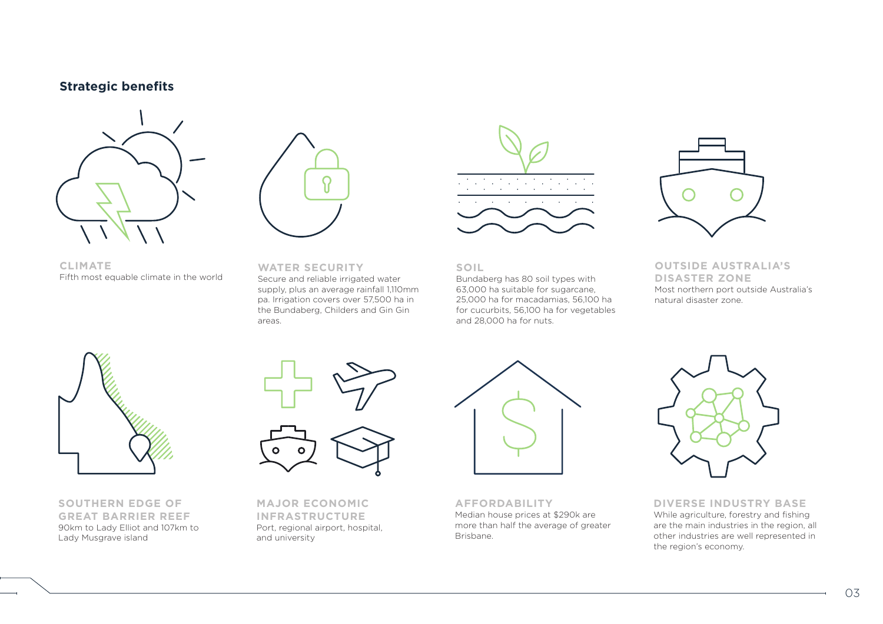## Strategic benefits

### CLIMATE
Fifth most equable climate in the world

### WATER SECURITY
Secure and reliable irrigated water supply, plus an average rainfall 1,110mm pa. Irrigation covers over 57,500 ha in the Bundaberg, Childers and Gin Gin areas.

### SOIL
Bundaberg has 80 soil types with 63,000 ha suitable for sugarcane, 25,000 ha for macadamias, 56,100 ha for cucurbits, 56,100 ha for vegetables and 28,000 ha for nuts.

### OUTSIDE AUSTRALIA'S DISASTER ZONE
Most northern port outside Australia's natural disaster zone.

### SOUTHERN EDGE OF GREAT BARRIER REEF
90km to Lady Elliot and 107km to Lady Musgrave island

### MAJOR ECONOMIC INFRASTRUCTURE
Port, regional airport, hospital, and university

### AFFORDABILITY
Median house prices at $290k are more than half the average of greater Brisbane.

### DIVERSE INDUSTRY BASE
While agriculture, forestry and fishing are the main industries in the region, all other industries are well represented in the region's economy.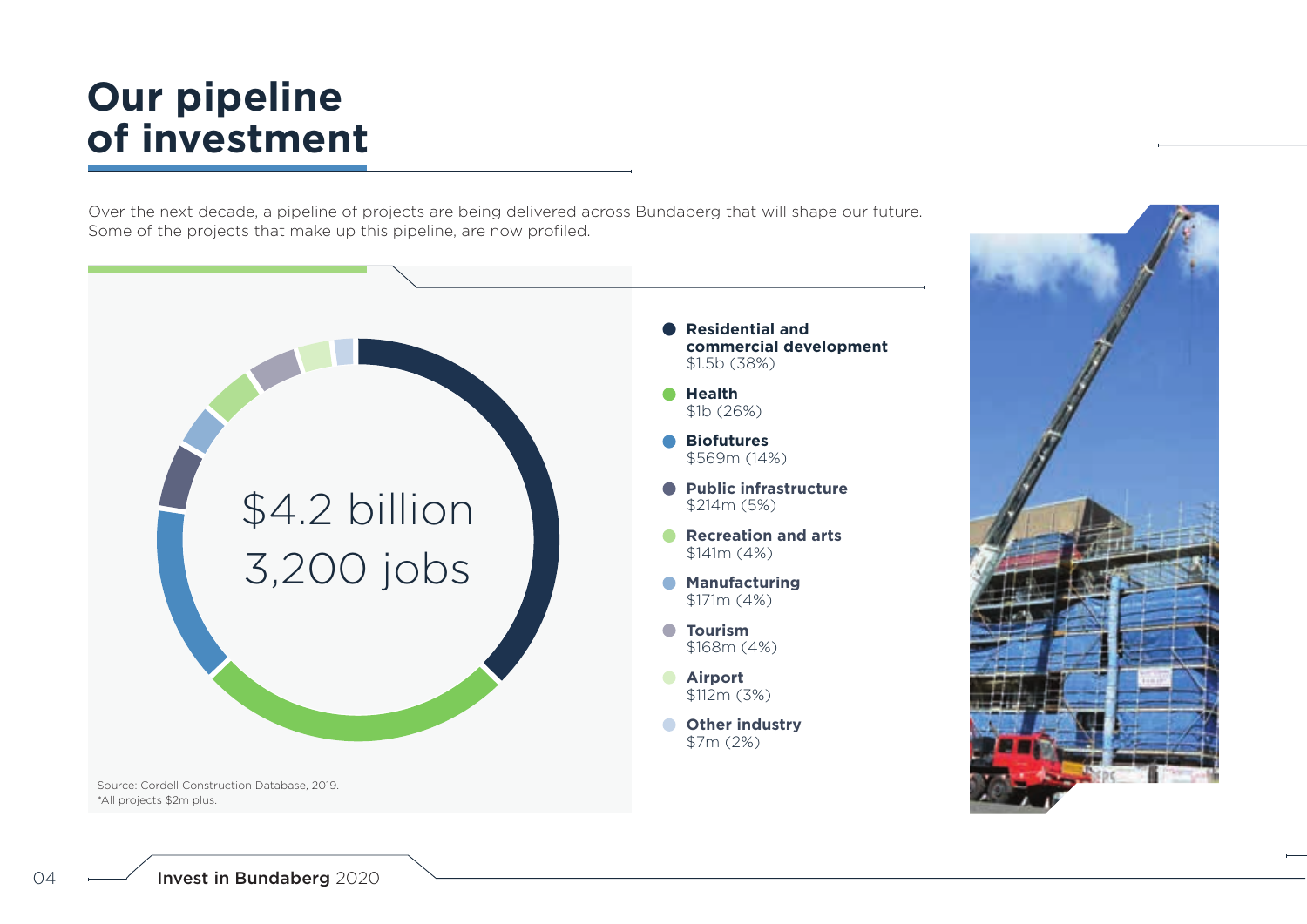# Our pipeline of investment

Over the next decade, a pipeline of projects are being delivered across Bundaberg that will shape our future. Some of the projects that make up this pipeline, are now profiled.

$4.2 billion
3,200 jobs

- **Residential and commercial development**
  $1.5b (38%)
- **Health**
  $1b (26%)
- **Biofutures**
  $569m (14%)
- **Public infrastructure**
  $214m (5%)
- **Recreation and arts**
  $141m (4%)
- **Manufacturing**
  $171m (4%)
- **Tourism**
  $168m (4%)
- **Airport**
  $112m (3%)
- **Other industry**
  $7m (2%)

Source: Cordell Construction Database, 2019.
*All projects $2m plus.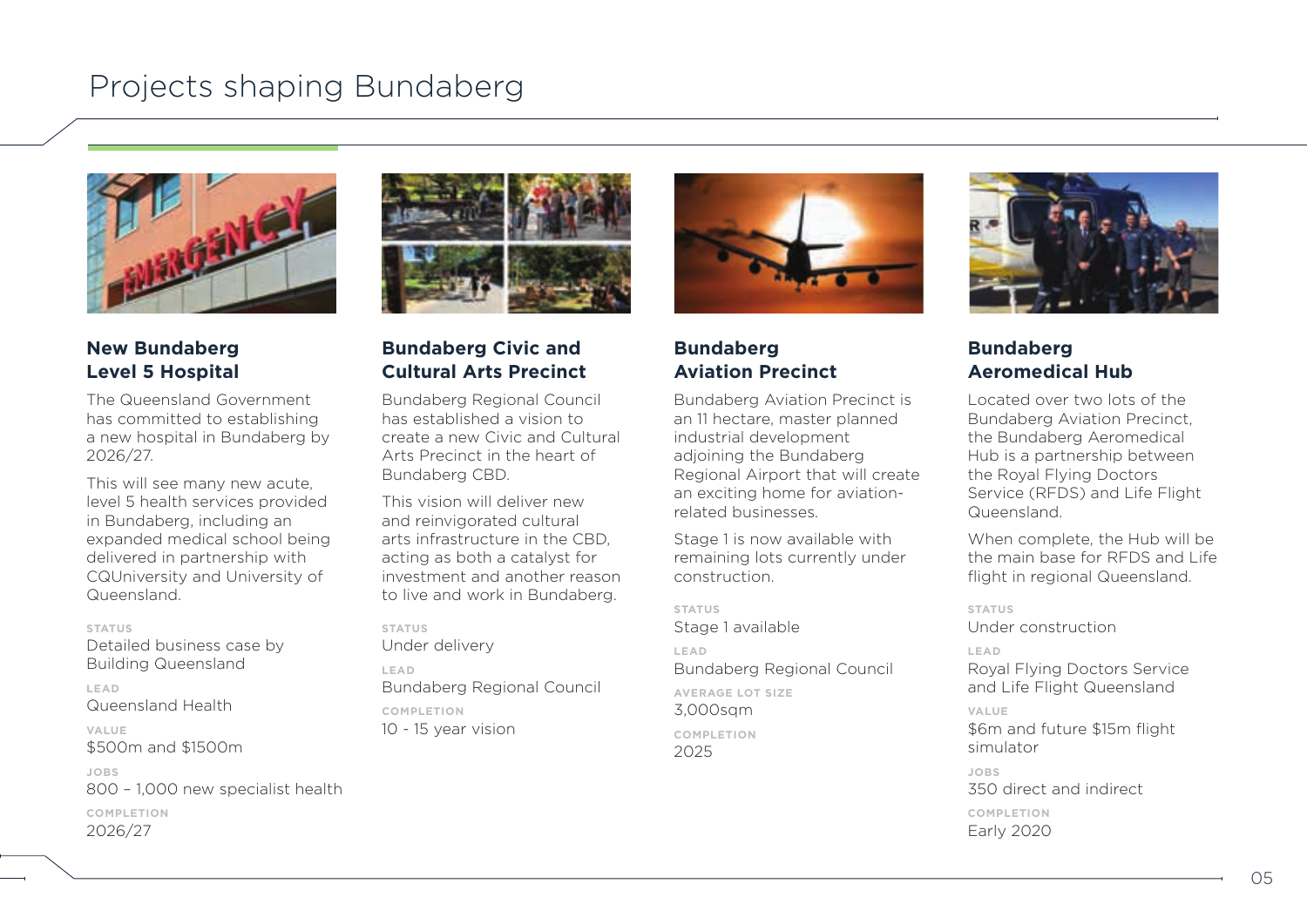# Projects shaping Bundaberg

## New Bundaberg Level 5 Hospital

The Queensland Government has committed to establishing a new hospital in Bundaberg by 2026/27.

This will see many new acute, level 5 health services provided in Bundaberg, including an expanded medical school being delivered in partnership with CQUniversity and University of Queensland.

**STATUS**
Detailed business case by Building Queensland

**LEAD**
Queensland Health

**VALUE**
$500m and $1500m

**JOBS**
800 – 1,000 new specialist health

**COMPLETION**
2026/27

## Bundaberg Civic and Cultural Arts Precinct

Bundaberg Regional Council has established a vision to create a new Civic and Cultural Arts Precinct in the heart of Bundaberg CBD.

This vision will deliver new and reinvigorated cultural arts infrastructure in the CBD, acting as both a catalyst for investment and another reason to live and work in Bundaberg.

**STATUS**
Under delivery

**LEAD**
Bundaberg Regional Council

**COMPLETION**
10 - 15 year vision

## Bundaberg Aviation Precinct

Bundaberg Aviation Precinct is an 11 hectare, master planned industrial development adjoining the Bundaberg Regional Airport that will create an exciting home for aviation-related businesses.

Stage 1 is now available with remaining lots currently under construction.

**STATUS**
Stage 1 available

**LEAD**
Bundaberg Regional Council

**AVERAGE LOT SIZE**
3,000sqm

**COMPLETION**
2025

## Bundaberg Aeromedical Hub

Located over two lots of the Bundaberg Aviation Precinct, the Bundaberg Aeromedical Hub is a partnership between the Royal Flying Doctors Service (RFDS) and Life Flight Queensland.

When complete, the Hub will be the main base for RFDS and Life flight in regional Queensland.

**STATUS**
Under construction

**LEAD**
Royal Flying Doctors Service and Life Flight Queensland

**VALUE**
$6m and future $15m flight simulator

**JOBS**
350 direct and indirect

**COMPLETION**
Early 2020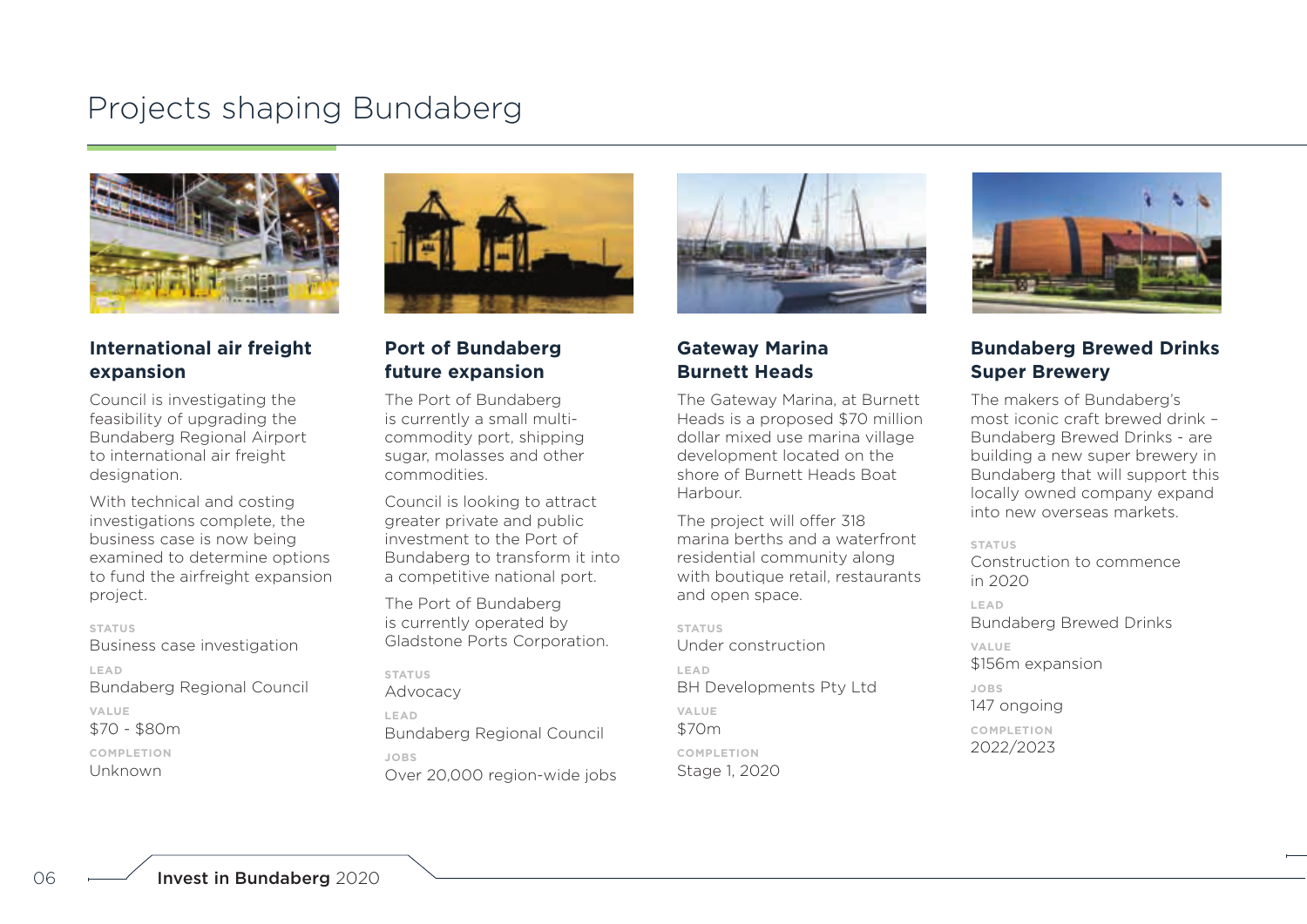# Projects shaping Bundaberg

## International air freight expansion

Council is investigating the feasibility of upgrading the Bundaberg Regional Airport to international air freight designation.

With technical and costing investigations complete, the business case is now being examined to determine options to fund the airfreight expansion project.

**STATUS**
Business case investigation

**LEAD**
Bundaberg Regional Council

**VALUE**
$70 - $80m

**COMPLETION**
Unknown

## Port of Bundaberg future expansion

The Port of Bundaberg is currently a small multi-commodity port, shipping sugar, molasses and other commodities.

Council is looking to attract greater private and public investment to the Port of Bundaberg to transform it into a competitive national port.

The Port of Bundaberg is currently operated by Gladstone Ports Corporation.

**STATUS**
Advocacy

**LEAD**
Bundaberg Regional Council

**JOBS**
Over 20,000 region-wide jobs

## Gateway Marina Burnett Heads

The Gateway Marina, at Burnett Heads is a proposed $70 million dollar mixed use marina village development located on the shore of Burnett Heads Boat Harbour.

The project will offer 318 marina berths and a waterfront residential community along with boutique retail, restaurants and open space.

**STATUS**
Under construction

**LEAD**
BH Developments Pty Ltd

**VALUE**
$70m

**COMPLETION**
Stage 1, 2020

## Bundaberg Brewed Drinks Super Brewery

The makers of Bundaberg's most iconic craft brewed drink – Bundaberg Brewed Drinks - are building a new super brewery in Bundaberg that will support this locally owned company expand into new overseas markets.

**STATUS**
Construction to commence in 2020

**LEAD**
Bundaberg Brewed Drinks

**VALUE**
$156m expansion

**JOBS**
147 ongoing

**COMPLETION**
2022/2023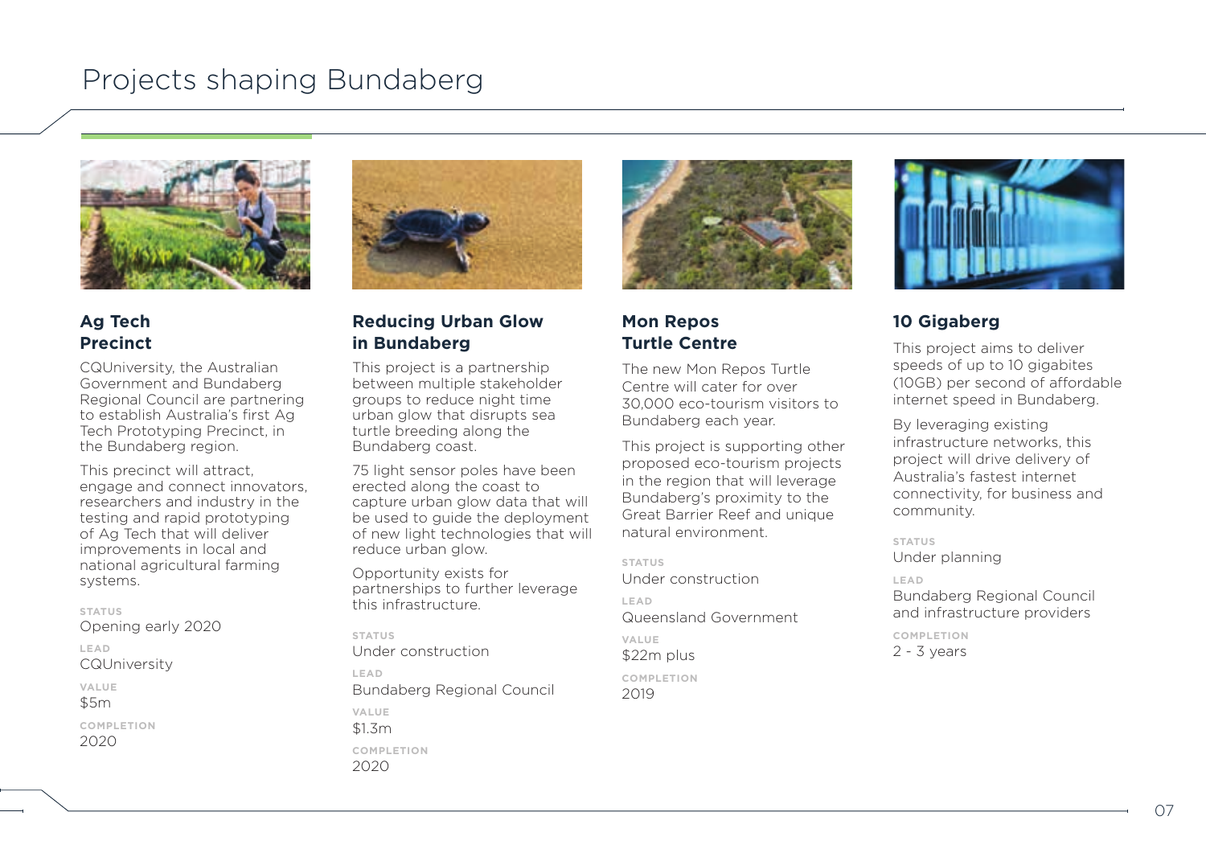# Projects shaping Bundaberg

## Ag Tech Precinct

CQUniversity, the Australian Government and Bundaberg Regional Council are partnering to establish Australia's first Ag Tech Prototyping Precinct, in the Bundaberg region.

This precinct will attract, engage and connect innovators, researchers and industry in the testing and rapid prototyping of Ag Tech that will deliver improvements in local and national agricultural farming systems.

**STATUS**
Opening early 2020

**LEAD**
CQUniversity

**VALUE**
$5m

**COMPLETION**
2020

## Reducing Urban Glow in Bundaberg

This project is a partnership between multiple stakeholder groups to reduce night time urban glow that disrupts sea turtle breeding along the Bundaberg coast.

75 light sensor poles have been erected along the coast to capture urban glow data that will be used to guide the deployment of new light technologies that will reduce urban glow.

Opportunity exists for partnerships to further leverage this infrastructure.

**STATUS**
Under construction

**LEAD**
Bundaberg Regional Council

**VALUE**
$1.3m

**COMPLETION**
2020

## Mon Repos Turtle Centre

The new Mon Repos Turtle Centre will cater for over 30,000 eco-tourism visitors to Bundaberg each year.

This project is supporting other proposed eco-tourism projects in the region that will leverage Bundaberg's proximity to the Great Barrier Reef and unique natural environment.

**STATUS**
Under construction

**LEAD**
Queensland Government

**VALUE**
$22m plus

**COMPLETION**
2019

## 10 Gigaberg

This project aims to deliver speeds of up to 10 gigabites (10GB) per second of affordable internet speed in Bundaberg.

By leveraging existing infrastructure networks, this project will drive delivery of Australia's fastest internet connectivity, for business and community.

**STATUS**
Under planning

**LEAD**
Bundaberg Regional Council and infrastructure providers

**COMPLETION**
2 - 3 years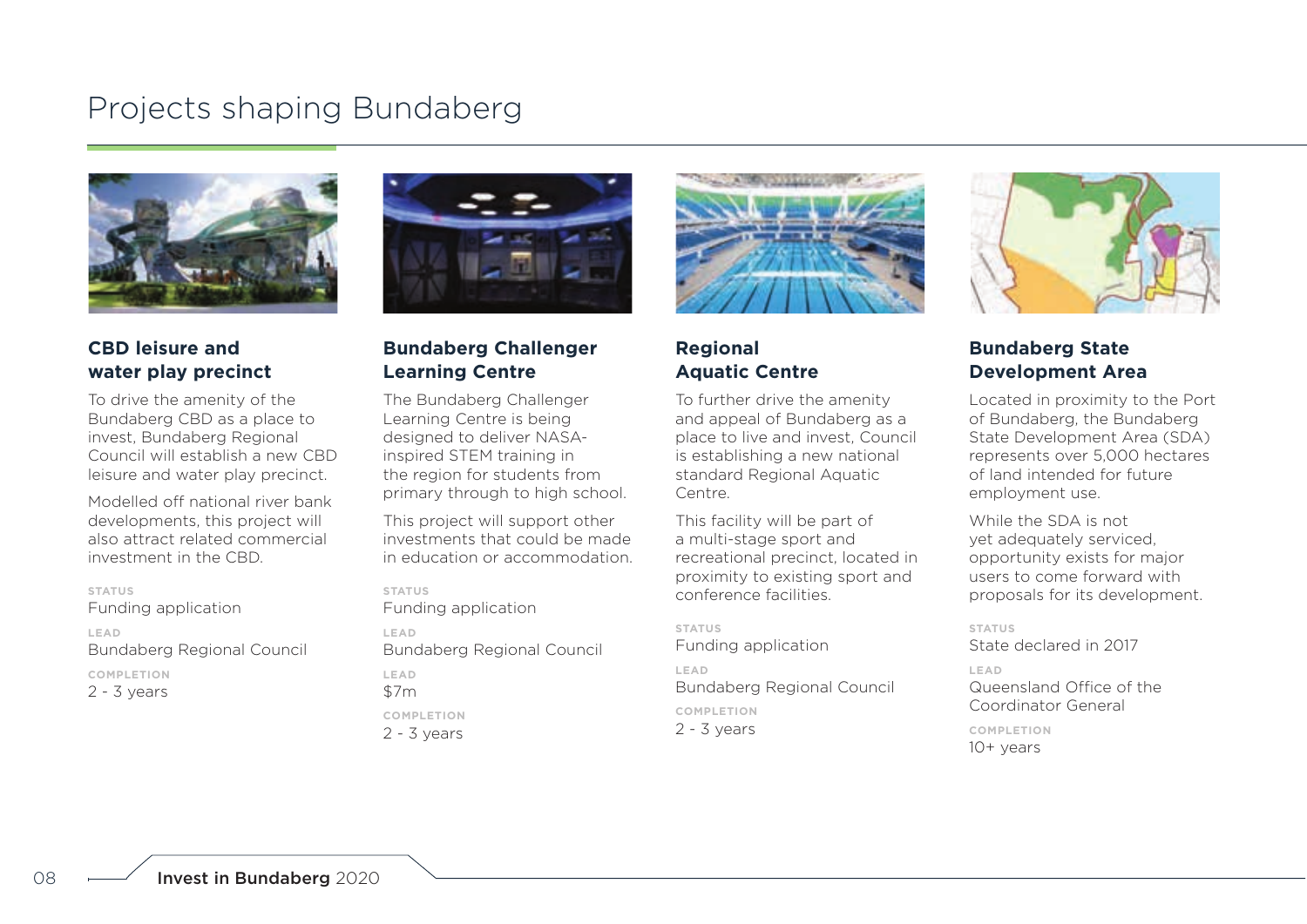# Projects shaping Bundaberg

### CBD leisure and water play precinct

To drive the amenity of the Bundaberg CBD as a place to invest, Bundaberg Regional Council will establish a new CBD leisure and water play precinct.

Modelled off national river bank developments, this project will also attract related commercial investment in the CBD.

**STATUS**
Funding application

**LEAD**
Bundaberg Regional Council

**COMPLETION**
2 - 3 years

### Bundaberg Challenger Learning Centre

The Bundaberg Challenger Learning Centre is being designed to deliver NASA-inspired STEM training in the region for students from primary through to high school.

This project will support other investments that could be made in education or accommodation.

**STATUS**
Funding application

**LEAD**
Bundaberg Regional Council

**LEAD**
$7m

**COMPLETION**
2 - 3 years

### Regional Aquatic Centre

To further drive the amenity and appeal of Bundaberg as a place to live and invest, Council is establishing a new national standard Regional Aquatic Centre.

This facility will be part of a multi-stage sport and recreational precinct, located in proximity to existing sport and conference facilities.

**STATUS**
Funding application

**LEAD**
Bundaberg Regional Council

**COMPLETION**
2 - 3 years

### Bundaberg State Development Area

Located in proximity to the Port of Bundaberg, the Bundaberg State Development Area (SDA) represents over 5,000 hectares of land intended for future employment use.

While the SDA is not yet adequately serviced, opportunity exists for major users to come forward with proposals for its development.

**STATUS**
State declared in 2017

**LEAD**
Queensland Office of the Coordinator General

**COMPLETION**
10+ years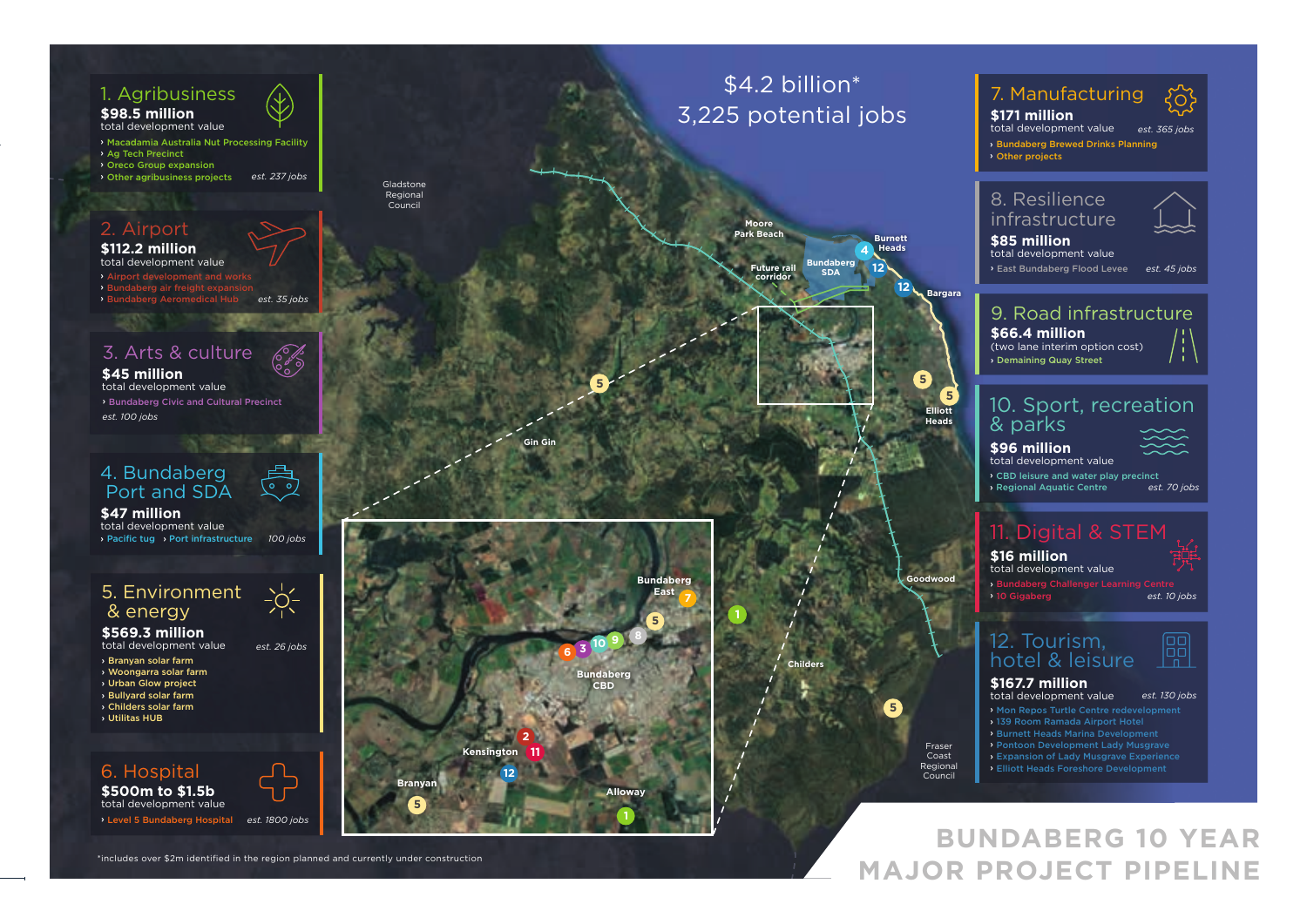# BUNDABERG 10 YEAR MAJOR PROJECT PIPELINE

$4.2 billion*
3,225 potential jobs

## 1. Agribusiness

**$98.5 million**
total development value

- Macadamia Australia Nut Processing Facility
- Ag Tech Precinct
- Oreco Group expansion
- Other agribusiness projects

est. 237 jobs

## 2. Airport

**$112.2 million**
total development value

- Airport development and works
- Bundaberg air freight expansion
- Bundaberg Aeromedical Hub

est. 35 jobs

## 3. Arts & culture

**$45 million**
total development value

- Bundaberg Civic and Cultural Precinct

est. 100 jobs

## 4. Bundaberg Port and SDA

**$47 million**
total development value

- Pacific tug
- Port infrastructure

100 jobs

## 5. Environment & energy

**$569.3 million**
total development value

est. 26 jobs

- Branyan solar farm
- Woongarra solar farm
- Urban Glow project
- Bullyard solar farm
- Childers solar farm
- Utilitas HUB

## 6. Hospital

**$500m to $1.5b**
total development value

- Level 5 Bundaberg Hospital

est. 1800 jobs

## 7. Manufacturing

**$171 million**
total development value

est. 365 jobs

- Bundaberg Brewed Drinks Planning
- Other projects

## 8. Resilience infrastructure

**$85 million**
total development value

- East Bundaberg Flood Levee

est. 45 jobs

## 9. Road infrastructure

**$66.4 million**
(two lane interim option cost)

- Demaining Quay Street

## 10. Sport, recreation & parks

**$96 million**
total development value

- CBD leisure and water play precinct
- Regional Aquatic Centre

est. 70 jobs

## 11. Digital & STEM

**$16 million**
total development value

- Bundaberg Challenger Learning Centre
- 10 Gigaberg

est. 10 jobs

## 12. Tourism, hotel & leisure

**$167.7 million**
total development value

est. 130 jobs

- Mon Repos Turtle Centre redevelopment
- 139 Room Ramada Airport Hotel
- Burnett Heads Marina Development
- Pontoon Development Lady Musgrave
- Expansion of Lady Musgrave Experience
- Elliott Heads Foreshore Development

Map labels: Gladstone Regional Council, Moore Park Beach, Future rail corridor, Bundaberg SDA, Burnett Heads, Bargara, Elliott Heads, Gin Gin, Goodwood, Childers, Fraser Coast Regional Council, Bundaberg East, Bundaberg CBD, Kensington, Branyan, Alloway

*includes over $2m identified in the region planned and currently under construction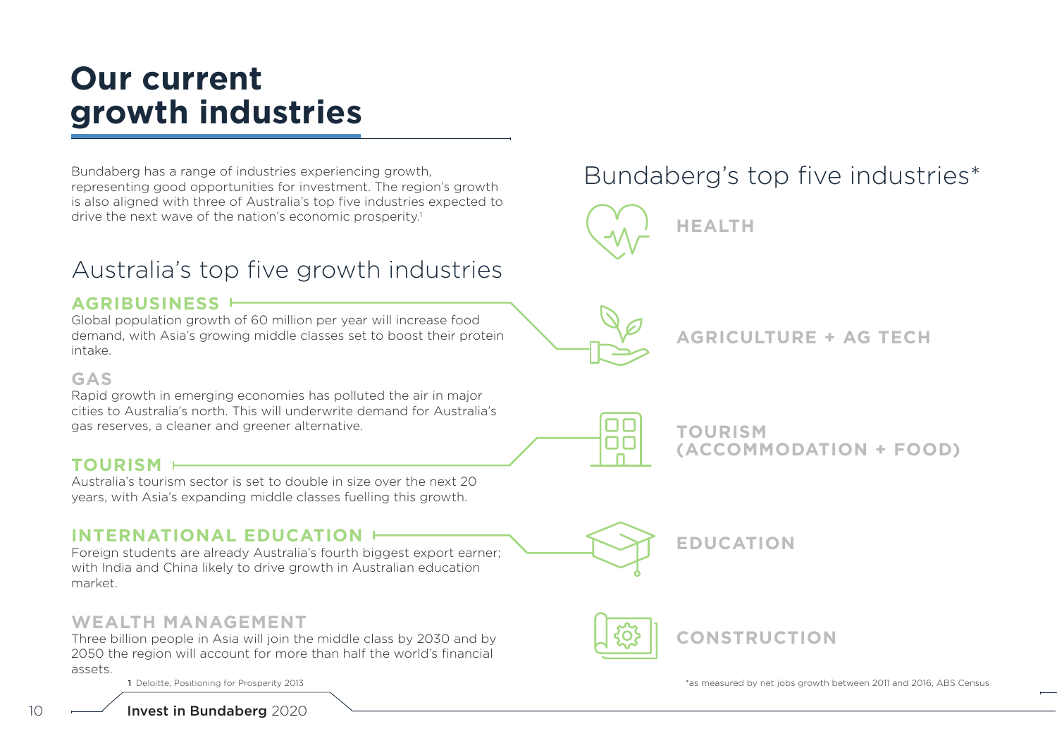# Our current growth industries

Bundaberg has a range of industries experiencing growth, representing good opportunities for investment. The region's growth is also aligned with three of Australia's top five industries expected to drive the next wave of the nation's economic prosperity.[1]

## Australia's top five growth industries

### AGRIBUSINESS

Global population growth of 60 million per year will increase food demand, with Asia's growing middle classes set to boost their protein intake.

### GAS

Rapid growth in emerging economies has polluted the air in major cities to Australia's north. This will underwrite demand for Australia's gas reserves, a cleaner and greener alternative.

### TOURISM

Australia's tourism sector is set to double in size over the next 20 years, with Asia's expanding middle classes fuelling this growth.

### INTERNATIONAL EDUCATION

Foreign students are already Australia's fourth biggest export earner; with India and China likely to drive growth in Australian education market.

### WEALTH MANAGEMENT

Three billion people in Asia will join the middle class by 2030 and by 2050 the region will account for more than half the world's financial assets.

1 Deloitte, Positioning for Prosperity 2013

## Bundaberg's top five industries*

- HEALTH
- AGRICULTURE + AG TECH
- TOURISM (ACCOMMODATION + FOOD)
- EDUCATION
- CONSTRUCTION

*as measured by net jobs growth between 2011 and 2016, ABS Census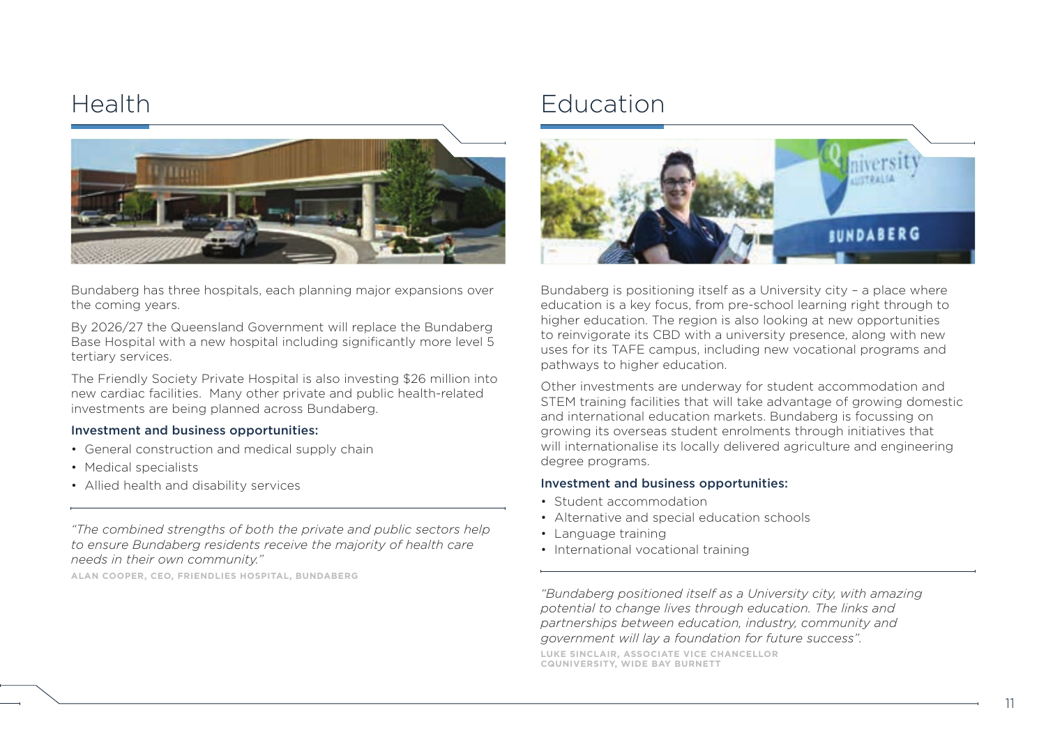## Health

Bundaberg has three hospitals, each planning major expansions over the coming years.

By 2026/27 the Queensland Government will replace the Bundaberg Base Hospital with a new hospital including significantly more level 5 tertiary services.

The Friendly Society Private Hospital is also investing $26 million into new cardiac facilities. Many other private and public health-related investments are being planned across Bundaberg.

**Investment and business opportunities:**

- General construction and medical supply chain
- Medical specialists
- Allied health and disability services

*"The combined strengths of both the private and public sectors help to ensure Bundaberg residents receive the majority of health care needs in their own community."*

**ALAN COOPER, CEO, FRIENDLIES HOSPITAL, BUNDABERG**

## Education

Bundaberg is positioning itself as a University city – a place where education is a key focus, from pre-school learning right through to higher education. The region is also looking at new opportunities to reinvigorate its CBD with a university presence, along with new uses for its TAFE campus, including new vocational programs and pathways to higher education.

Other investments are underway for student accommodation and STEM training facilities that will take advantage of growing domestic and international education markets. Bundaberg is focussing on growing its overseas student enrolments through initiatives that will internationalise its locally delivered agriculture and engineering degree programs.

**Investment and business opportunities:**

- Student accommodation
- Alternative and special education schools
- Language training
- International vocational training

*"Bundaberg positioned itself as a University city, with amazing potential to change lives through education. The links and partnerships between education, industry, community and government will lay a foundation for future success".*

**LUKE SINCLAIR, ASSOCIATE VICE CHANCELLOR CQUNIVERSITY, WIDE BAY BURNETT**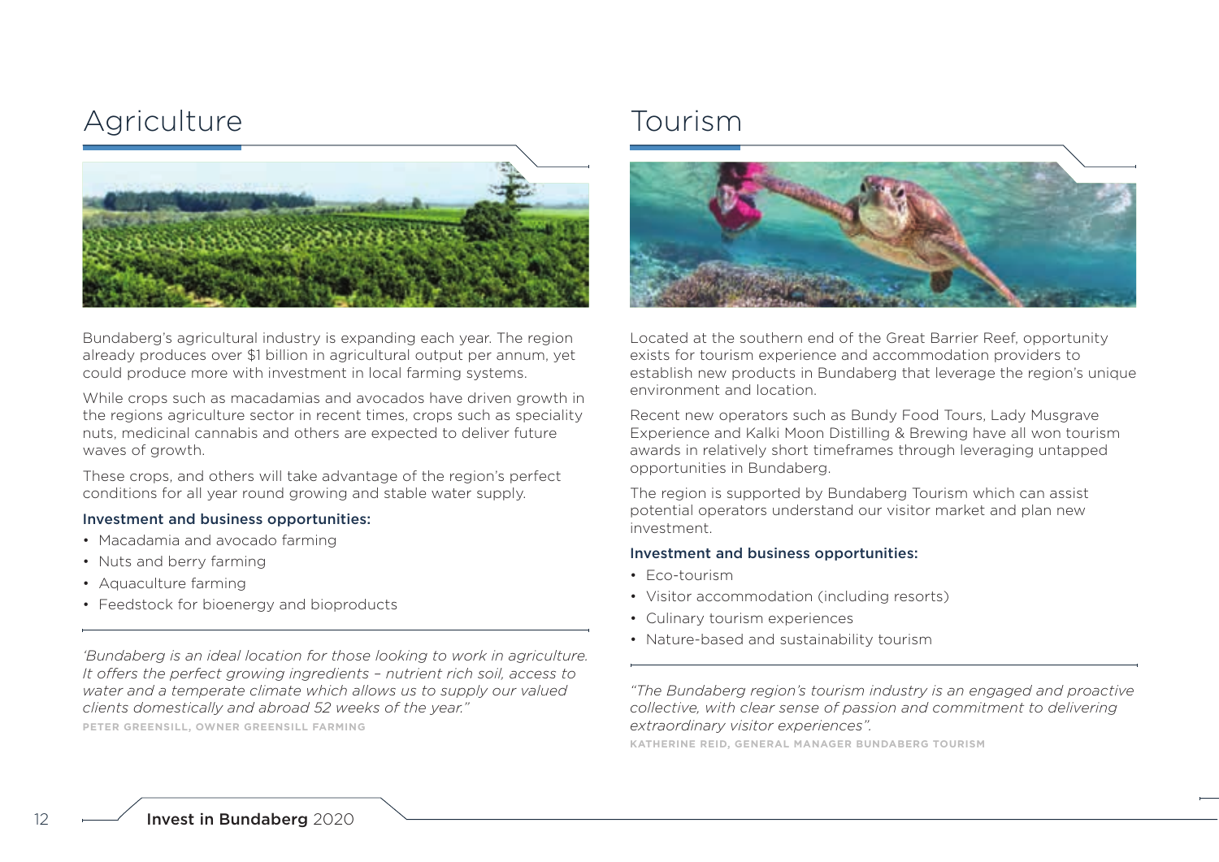## Agriculture

Bundaberg's agricultural industry is expanding each year. The region already produces over $1 billion in agricultural output per annum, yet could produce more with investment in local farming systems.

While crops such as macadamias and avocados have driven growth in the regions agriculture sector in recent times, crops such as speciality nuts, medicinal cannabis and others are expected to deliver future waves of growth.

These crops, and others will take advantage of the region's perfect conditions for all year round growing and stable water supply.

**Investment and business opportunities:**

- Macadamia and avocado farming
- Nuts and berry farming
- Aquaculture farming
- Feedstock for bioenergy and bioproducts

*'Bundaberg is an ideal location for those looking to work in agriculture. It offers the perfect growing ingredients – nutrient rich soil, access to water and a temperate climate which allows us to supply our valued clients domestically and abroad 52 weeks of the year."*

PETER GREENSILL, OWNER GREENSILL FARMING

## Tourism

Located at the southern end of the Great Barrier Reef, opportunity exists for tourism experience and accommodation providers to establish new products in Bundaberg that leverage the region's unique environment and location.

Recent new operators such as Bundy Food Tours, Lady Musgrave Experience and Kalki Moon Distilling & Brewing have all won tourism awards in relatively short timeframes through leveraging untapped opportunities in Bundaberg.

The region is supported by Bundaberg Tourism which can assist potential operators understand our visitor market and plan new investment.

**Investment and business opportunities:**

- Eco-tourism
- Visitor accommodation (including resorts)
- Culinary tourism experiences
- Nature-based and sustainability tourism

*"The Bundaberg region's tourism industry is an engaged and proactive collective, with clear sense of passion and commitment to delivering extraordinary visitor experiences".*

KATHERINE REID, GENERAL MANAGER BUNDABERG TOURISM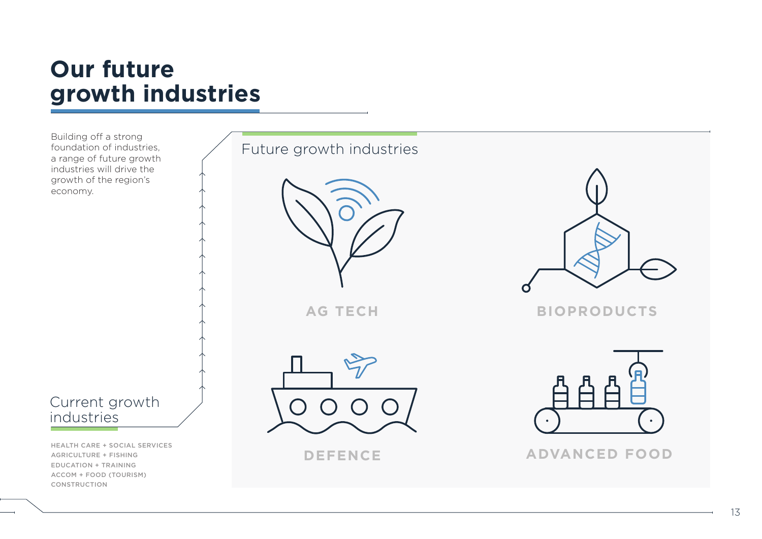# Our future growth industries

Building off a strong foundation of industries, a range of future growth industries will drive the growth of the region's economy.

## Future growth industries

- AG TECH
- BIOPRODUCTS
- DEFENCE
- ADVANCED FOOD

## Current growth industries

- HEALTH CARE + SOCIAL SERVICES
- AGRICULTURE + FISHING
- EDUCATION + TRAINING
- ACCOM + FOOD (TOURISM)
- CONSTRUCTION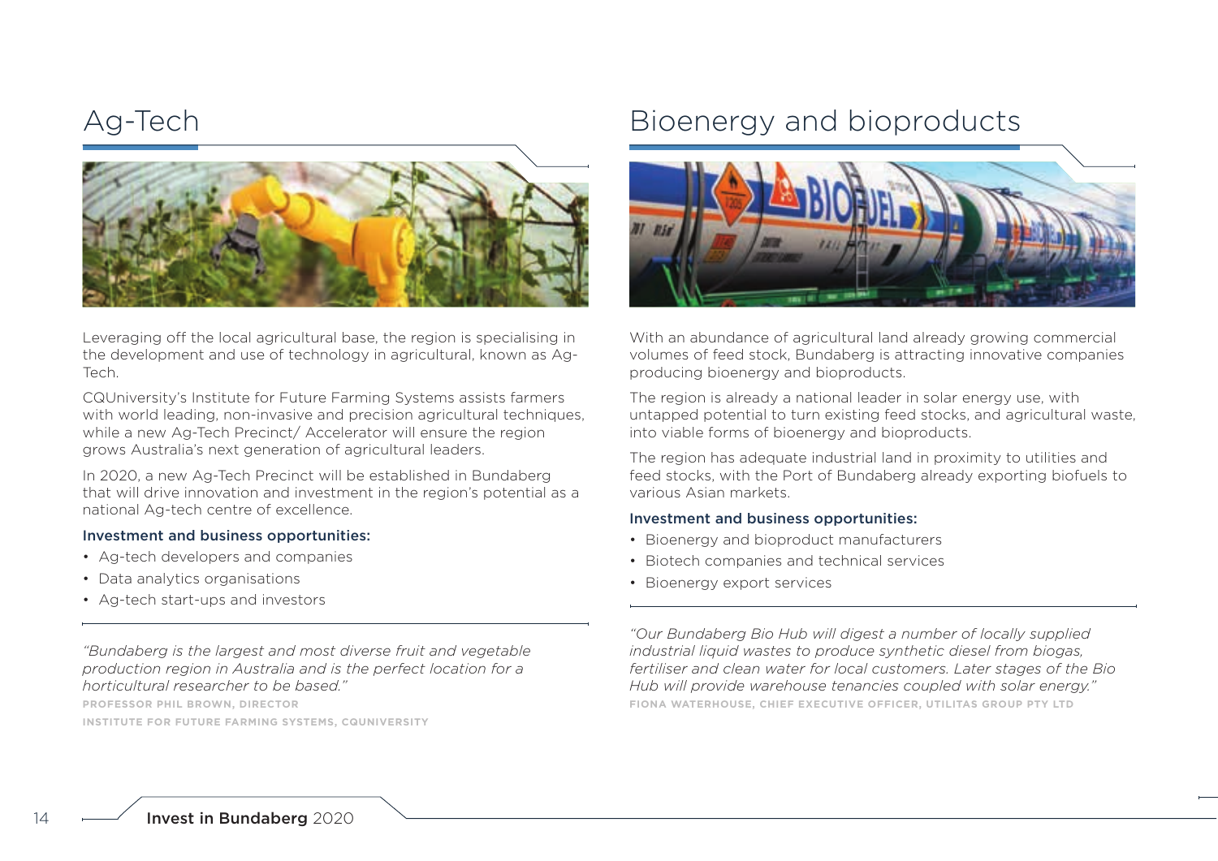## Ag-Tech

Leveraging off the local agricultural base, the region is specialising in the development and use of technology in agricultural, known as Ag-Tech.

CQUniversity's Institute for Future Farming Systems assists farmers with world leading, non-invasive and precision agricultural techniques, while a new Ag-Tech Precinct/ Accelerator will ensure the region grows Australia's next generation of agricultural leaders.

In 2020, a new Ag-Tech Precinct will be established in Bundaberg that will drive innovation and investment in the region's potential as a national Ag-tech centre of excellence.

### Investment and business opportunities:

- Ag-tech developers and companies
- Data analytics organisations
- Ag-tech start-ups and investors

*"Bundaberg is the largest and most diverse fruit and vegetable production region in Australia and is the perfect location for a horticultural researcher to be based."*

PROFESSOR PHIL BROWN, DIRECTOR
INSTITUTE FOR FUTURE FARMING SYSTEMS, CQUNIVERSITY

## Bioenergy and bioproducts

With an abundance of agricultural land already growing commercial volumes of feed stock, Bundaberg is attracting innovative companies producing bioenergy and bioproducts.

The region is already a national leader in solar energy use, with untapped potential to turn existing feed stocks, and agricultural waste, into viable forms of bioenergy and bioproducts.

The region has adequate industrial land in proximity to utilities and feed stocks, with the Port of Bundaberg already exporting biofuels to various Asian markets.

### Investment and business opportunities:

- Bioenergy and bioproduct manufacturers
- Biotech companies and technical services
- Bioenergy export services

*"Our Bundaberg Bio Hub will digest a number of locally supplied industrial liquid wastes to produce synthetic diesel from biogas, fertiliser and clean water for local customers. Later stages of the Bio Hub will provide warehouse tenancies coupled with solar energy."*

FIONA WATERHOUSE, CHIEF EXECUTIVE OFFICER, UTILITAS GROUP PTY LTD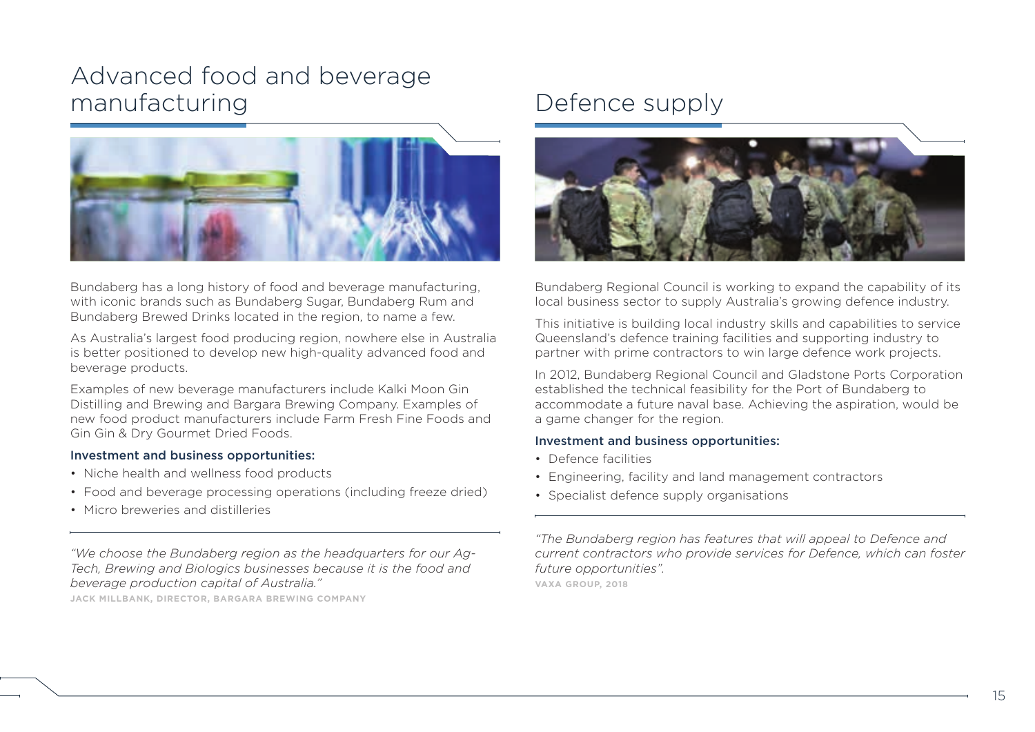# Advanced food and beverage manufacturing

Bundaberg has a long history of food and beverage manufacturing, with iconic brands such as Bundaberg Sugar, Bundaberg Rum and Bundaberg Brewed Drinks located in the region, to name a few.

As Australia's largest food producing region, nowhere else in Australia is better positioned to develop new high-quality advanced food and beverage products.

Examples of new beverage manufacturers include Kalki Moon Gin Distilling and Brewing and Bargara Brewing Company. Examples of new food product manufacturers include Farm Fresh Fine Foods and Gin Gin & Dry Gourmet Dried Foods.

**Investment and business opportunities:**

- Niche health and wellness food products
- Food and beverage processing operations (including freeze dried)
- Micro breweries and distilleries

*"We choose the Bundaberg region as the headquarters for our Ag-Tech, Brewing and Biologics businesses because it is the food and beverage production capital of Australia."*

**JACK MILLBANK, DIRECTOR, BARGARA BREWING COMPANY**

# Defence supply

Bundaberg Regional Council is working to expand the capability of its local business sector to supply Australia's growing defence industry.

This initiative is building local industry skills and capabilities to service Queensland's defence training facilities and supporting industry to partner with prime contractors to win large defence work projects.

In 2012, Bundaberg Regional Council and Gladstone Ports Corporation established the technical feasibility for the Port of Bundaberg to accommodate a future naval base. Achieving the aspiration, would be a game changer for the region.

**Investment and business opportunities:**

- Defence facilities
- Engineering, facility and land management contractors
- Specialist defence supply organisations

*"The Bundaberg region has features that will appeal to Defence and current contractors who provide services for Defence, which can foster future opportunities".*

**VAXA GROUP, 2018**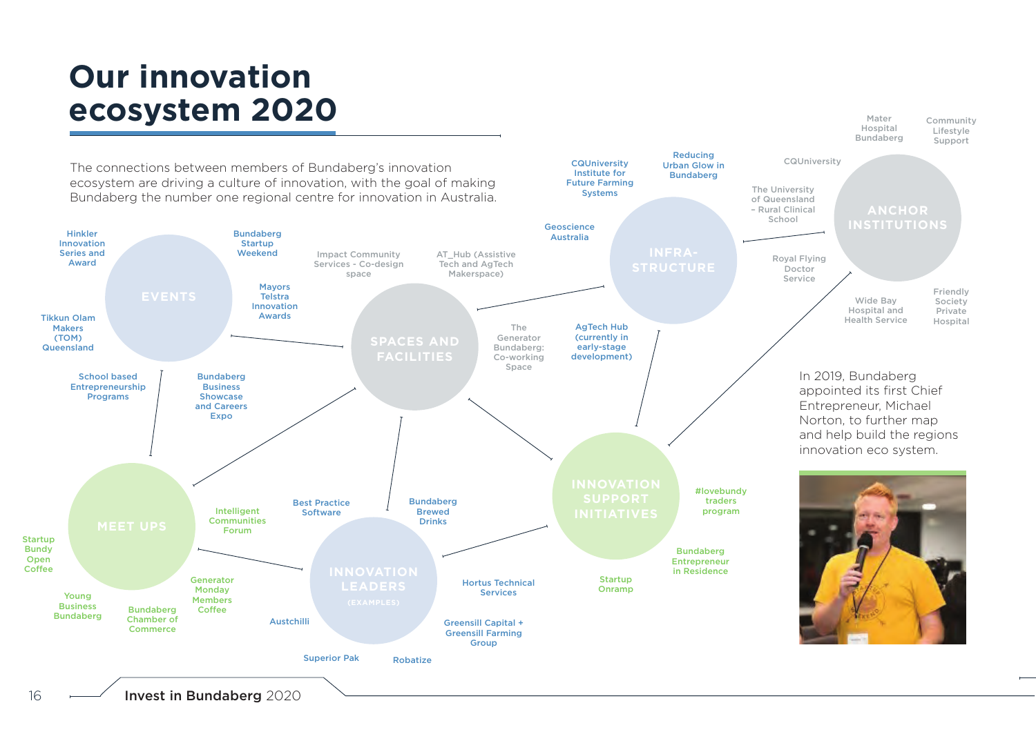# Our innovation ecosystem 2020

The connections between members of Bundaberg's innovation ecosystem are driving a culture of innovation, with the goal of making Bundaberg the number one regional centre for innovation in Australia.

## EVENTS

- Hinkler Innovation Series and Award
- Bundaberg Startup Weekend
- Mayors Telstra Innovation Awards
- Tikkun Olam Makers (TOM) Queensland
- School based Entrepreneurship Programs
- Bundaberg Business Showcase and Careers Expo

## SPACES AND FACILITIES

- Impact Community Services - Co-design space
- AT_Hub (Assistive Tech and AgTech Makerspace)
- The Generator Bundaberg: Co-working Space
- AgTech Hub (currently in early-stage development)

## INFRA-STRUCTURE

- CQUniversity Institute for Future Farming Systems
- Reducing Urban Glow in Bundaberg
- Geoscience Australia

## ANCHOR INSTITUTIONS

- Mater Hospital Bundaberg
- Community Lifestyle Support
- CQUniversity
- The University of Queensland – Rural Clinical School
- Royal Flying Doctor Service
- Wide Bay Hospital and Health Service
- Friendly Society Private Hospital

## MEET UPS

- Startup Bundy Open Coffee
- Intelligent Communities Forum
- Young Business Bundaberg
- Bundaberg Chamber of Commerce
- Generator Monday Members Coffee

## INNOVATION LEADERS (EXAMPLES)

- Best Practice Software
- Bundaberg Brewed Drinks
- Hortus Technical Services
- Greensill Capital + Greensill Farming Group
- Austchilli
- Superior Pak
- Robatize

## INNOVATION SUPPORT INITIATIVES

- #lovebundy traders program
- Bundaberg Entrepreneur in Residence
- Startup Onramp

In 2019, Bundaberg appointed its first Chief Entrepreneur, Michael Norton, to further map and help build the regions innovation eco system.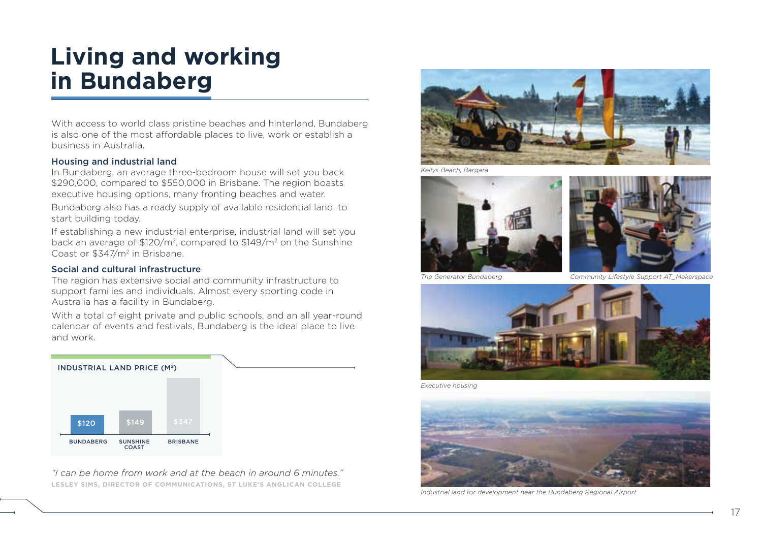# Living and working in Bundaberg

With access to world class pristine beaches and hinterland, Bundaberg is also one of the most affordable places to live, work or establish a business in Australia.

### Housing and industrial land

In Bundaberg, an average three-bedroom house will set you back $290,000, compared to $550,000 in Brisbane. The region boasts executive housing options, many fronting beaches and water.

Bundaberg also has a ready supply of available residential land, to start building today.

If establishing a new industrial enterprise, industrial land will set you back an average of $120/m$^2$, compared to $149/m$^2$ on the Sunshine Coast or $347/m$^2$ in Brisbane.

### Social and cultural infrastructure

The region has extensive social and community infrastructure to support families and individuals. Almost every sporting code in Australia has a facility in Bundaberg.

With a total of eight private and public schools, and an all year-round calendar of events and festivals, Bundaberg is the ideal place to live and work.

**INDUSTRIAL LAND PRICE (M$^2$)**

| BUNDABERG | SUNSHINE COAST | BRISBANE |
|---|---|---|
| $120 | $149 | $347 |

*"I can be home from work and at the beach in around 6 minutes."*

LESLEY SIMS, DIRECTOR OF COMMUNICATIONS, ST LUKE'S ANGLICAN COLLEGE

*Kellys Beach, Bargara*

*The Generator Bundaberg*

*Community Lifestyle Support AT_Makerspace*

*Executive housing*

*Industrial land for development near the Bundaberg Regional Airport*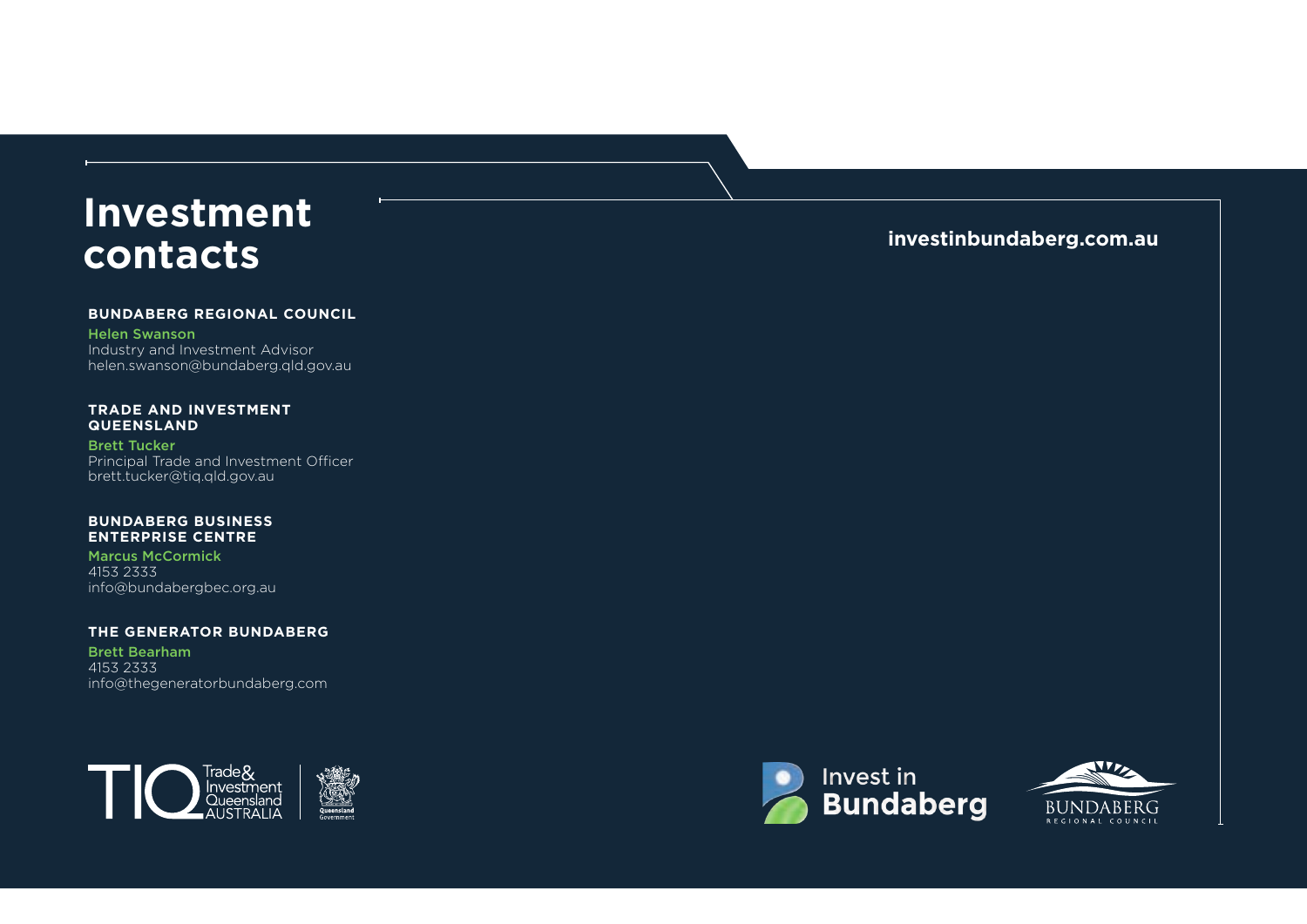# Investment contacts

**investinbundaberg.com.au**

### BUNDABERG REGIONAL COUNCIL

Helen Swanson
Industry and Investment Advisor
helen.swanson@bundaberg.qld.gov.au

### TRADE AND INVESTMENT QUEENSLAND

Brett Tucker
Principal Trade and Investment Officer
brett.tucker@tiq.qld.gov.au

### BUNDABERG BUSINESS ENTERPRISE CENTRE

Marcus McCormick
4153 2333
info@bundabergbec.org.au

### THE GENERATOR BUNDABERG

Brett Bearham
4153 2333
info@thegeneratorbundaberg.com

TIQ Trade & Investment Queensland AUSTRALIA

Queensland Government

Invest in Bundaberg

BUNDABERG REGIONAL COUNCIL